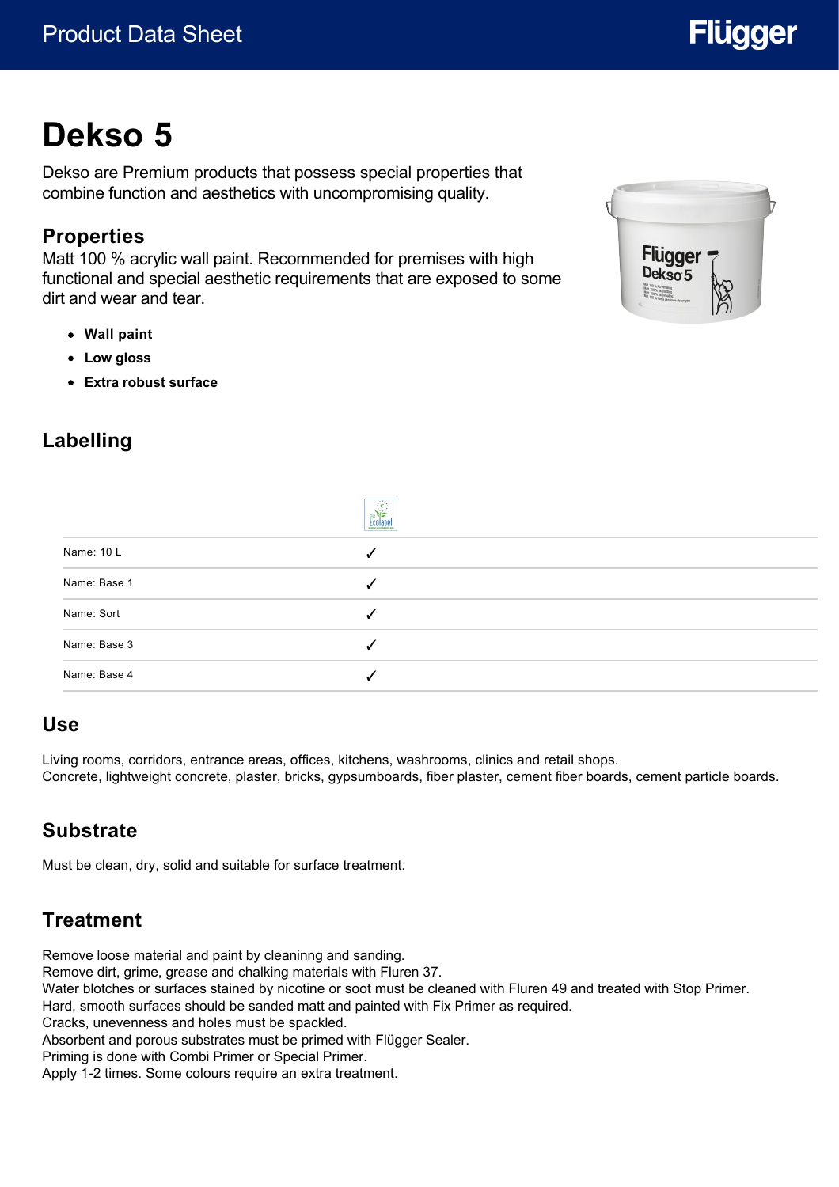# Dekso 5

Dekso are Premium products that possess special properties that combine function and aesthetics with uncompromising quality.

## Properties

Matt 100 % acrylic wall paint. Recommended for premises with high functional and special aesthetic requirements that are exposed to some dirt and wear and tear.

- **Wall paint**
- **Low gloss**
- **Extra robust surface**

## Labelling

| | Ecolabel |
|---|---|
| Name: 10 L | ✓ |
| Name: Base 1 | ✓ |
| Name: Sort | ✓ |
| Name: Base 3 | ✓ |
| Name: Base 4 | ✓ |

## Use

Living rooms, corridors, entrance areas, offices, kitchens, washrooms, clinics and retail shops.
Concrete, lightweight concrete, plaster, bricks, gypsumboards, fiber plaster, cement fiber boards, cement particle boards.

## Substrate

Must be clean, dry, solid and suitable for surface treatment.

## Treatment

Remove loose material and paint by cleaninng and sanding.
Remove dirt, grime, grease and chalking materials with Fluren 37.
Water blotches or surfaces stained by nicotine or soot must be cleaned with Fluren 49 and treated with Stop Primer.
Hard, smooth surfaces should be sanded matt and painted with Fix Primer as required.
Cracks, unevenness and holes must be spackled.
Absorbent and porous substrates must be primed with Flügger Sealer.
Priming is done with Combi Primer or Special Primer.
Apply 1-2 times. Some colours require an extra treatment.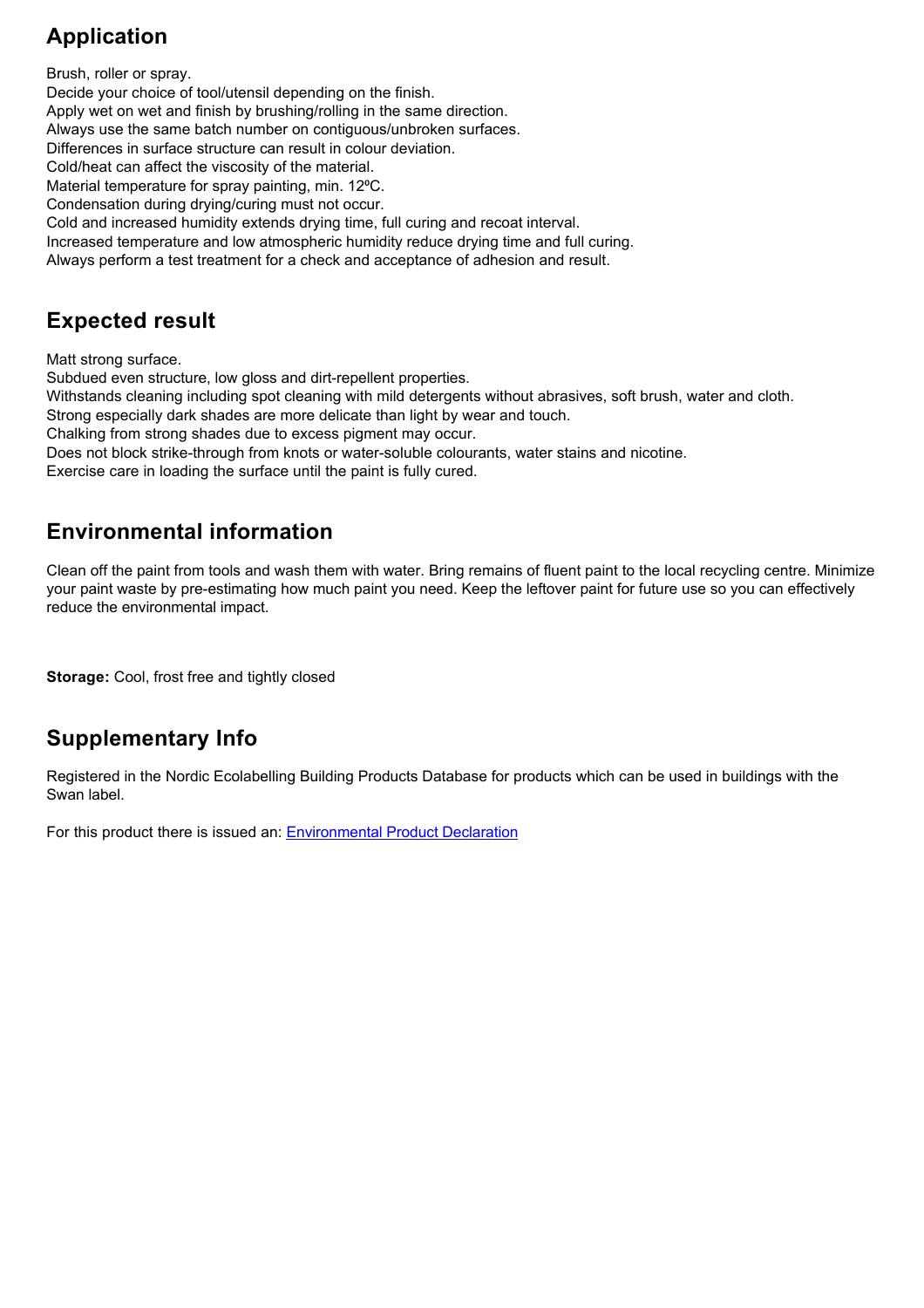## Application

Brush, roller or spray.
Decide your choice of tool/utensil depending on the finish.
Apply wet on wet and finish by brushing/rolling in the same direction.
Always use the same batch number on contiguous/unbroken surfaces.
Differences in surface structure can result in colour deviation.
Cold/heat can affect the viscosity of the material.
Material temperature for spray painting, min. 12ºC.
Condensation during drying/curing must not occur.
Cold and increased humidity extends drying time, full curing and recoat interval.
Increased temperature and low atmospheric humidity reduce drying time and full curing.
Always perform a test treatment for a check and acceptance of adhesion and result.

## Expected result

Matt strong surface.
Subdued even structure, low gloss and dirt-repellent properties.
Withstands cleaning including spot cleaning with mild detergents without abrasives, soft brush, water and cloth.
Strong especially dark shades are more delicate than light by wear and touch.
Chalking from strong shades due to excess pigment may occur.
Does not block strike-through from knots or water-soluble colourants, water stains and nicotine.
Exercise care in loading the surface until the paint is fully cured.

## Environmental information

Clean off the paint from tools and wash them with water. Bring remains of fluent paint to the local recycling centre. Minimize your paint waste by pre-estimating how much paint you need. Keep the leftover paint for future use so you can effectively reduce the environmental impact.

**Storage:** Cool, frost free and tightly closed

## Supplementary Info

Registered in the Nordic Ecolabelling Building Products Database for products which can be used in buildings with the Swan label.

For this product there is issued an: Environmental Product Declaration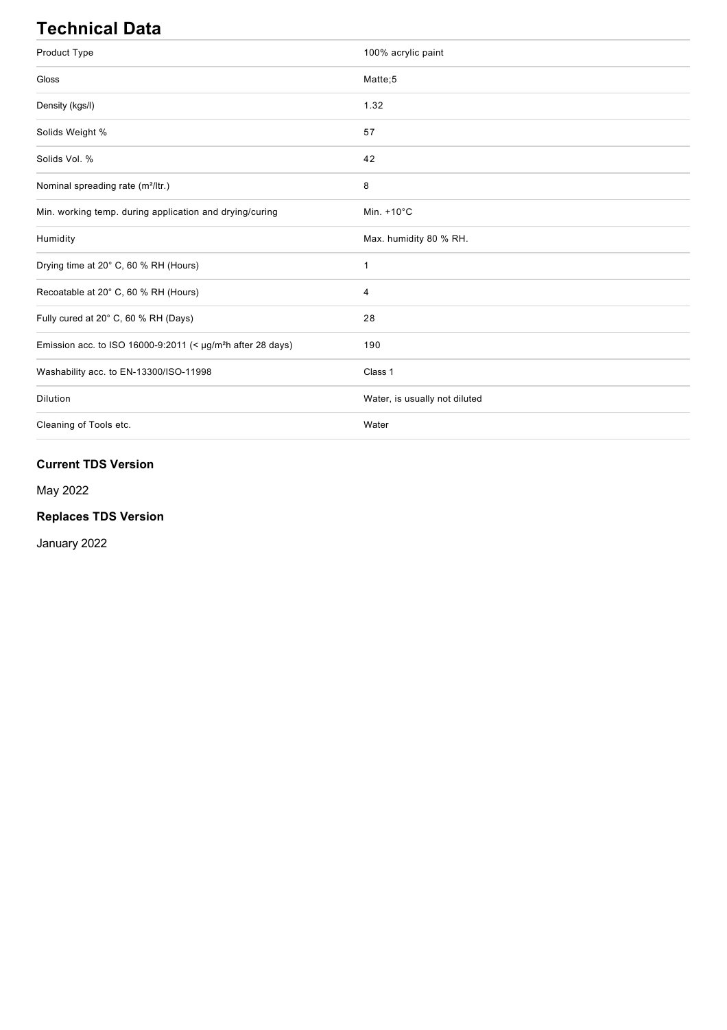## Technical Data

| | |
|---|---|
| Product Type | 100% acrylic paint |
| Gloss | Matte;5 |
| Density (kgs/l) | 1.32 |
| Solids Weight % | 57 |
| Solids Vol. % | 42 |
| Nominal spreading rate (m²/ltr.) | 8 |
| Min. working temp. during application and drying/curing | Min. +10°C |
| Humidity | Max. humidity 80 % RH. |
| Drying time at 20° C, 60 % RH (Hours) | 1 |
| Recoatable at 20° C, 60 % RH (Hours) | 4 |
| Fully cured at 20° C, 60 % RH (Days) | 28 |
| Emission acc. to ISO 16000-9:2011 (< µg/m²h after 28 days) | 190 |
| Washability acc. to EN-13300/ISO-11998 | Class 1 |
| Dilution | Water, is usually not diluted |
| Cleaning of Tools etc. | Water |

### Current TDS Version

May 2022

### Replaces TDS Version

January 2022